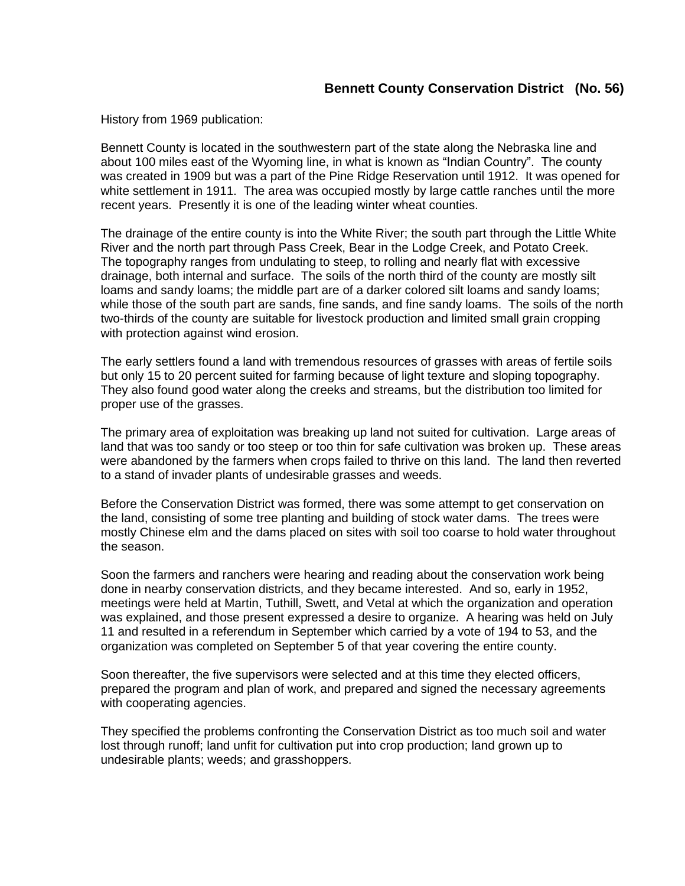# Bennett County Conservation District (No. 56)

History from 1969 publication:

Bennett County is located in the southwestern part of the state along the Nebraska line and about 100 miles east of the Wyoming line, in what is known as "Indian Country". The county was created in 1909 but was a part of the Pine Ridge Reservation until 1912. It was opened for white settlement in 1911. The area was occupied mostly by large cattle ranches until the more recent years. Presently it is one of the leading winter wheat counties.

The drainage of the entire county is into the White River; the south part through the Little White River and the north part through Pass Creek, Bear in the Lodge Creek, and Potato Creek. The topography ranges from undulating to steep, to rolling and nearly flat with excessive drainage, both internal and surface. The soils of the north third of the county are mostly silt loams and sandy loams; the middle part are of a darker colored silt loams and sandy loams; while those of the south part are sands, fine sands, and fine sandy loams. The soils of the north two-thirds of the county are suitable for livestock production and limited small grain cropping with protection against wind erosion.

The early settlers found a land with tremendous resources of grasses with areas of fertile soils but only 15 to 20 percent suited for farming because of light texture and sloping topography. They also found good water along the creeks and streams, but the distribution too limited for proper use of the grasses.

The primary area of exploitation was breaking up land not suited for cultivation. Large areas of land that was too sandy or too steep or too thin for safe cultivation was broken up. These areas were abandoned by the farmers when crops failed to thrive on this land. The land then reverted to a stand of invader plants of undesirable grasses and weeds.

Before the Conservation District was formed, there was some attempt to get conservation on the land, consisting of some tree planting and building of stock water dams. The trees were mostly Chinese elm and the dams placed on sites with soil too coarse to hold water throughout the season.

Soon the farmers and ranchers were hearing and reading about the conservation work being done in nearby conservation districts, and they became interested. And so, early in 1952, meetings were held at Martin, Tuthill, Swett, and Vetal at which the organization and operation was explained, and those present expressed a desire to organize. A hearing was held on July 11 and resulted in a referendum in September which carried by a vote of 194 to 53, and the organization was completed on September 5 of that year covering the entire county.

Soon thereafter, the five supervisors were selected and at this time they elected officers, prepared the program and plan of work, and prepared and signed the necessary agreements with cooperating agencies.

They specified the problems confronting the Conservation District as too much soil and water lost through runoff; land unfit for cultivation put into crop production; land grown up to undesirable plants; weeds; and grasshoppers.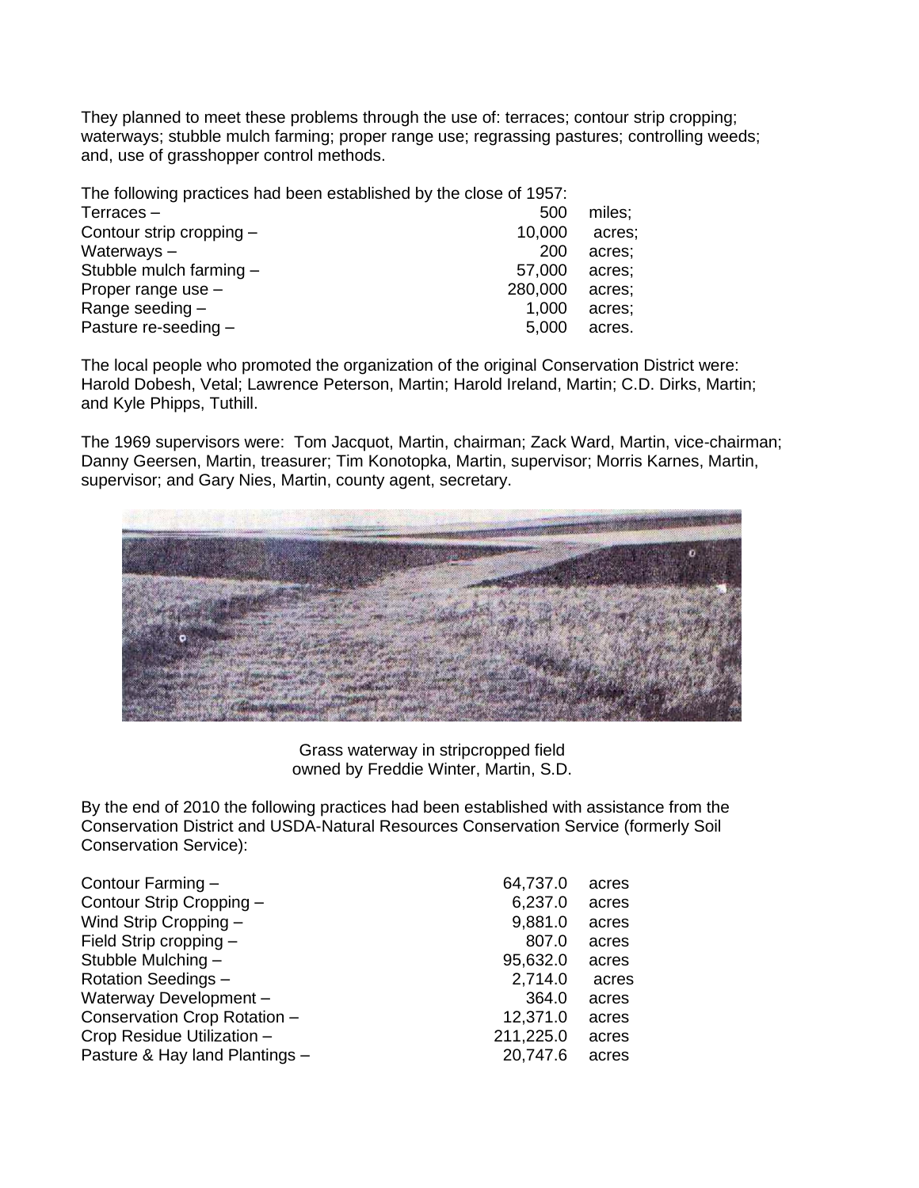They planned to meet these problems through the use of: terraces; contour strip cropping; waterways; stubble mulch farming; proper range use; regrassing pastures; controlling weeds; and, use of grasshopper control methods.

The following practices had been established by the close of 1957:

| | | |
|---|---|---|
| Terraces – | 500 | miles; |
| Contour strip cropping – | 10,000 | acres; |
| Waterways – | 200 | acres; |
| Stubble mulch farming – | 57,000 | acres; |
| Proper range use – | 280,000 | acres; |
| Range seeding – | 1,000 | acres; |
| Pasture re-seeding – | 5,000 | acres. |

The local people who promoted the organization of the original Conservation District were: Harold Dobesh, Vetal; Lawrence Peterson, Martin; Harold Ireland, Martin; C.D. Dirks, Martin; and Kyle Phipps, Tuthill.

The 1969 supervisors were: Tom Jacquot, Martin, chairman; Zack Ward, Martin, vice-chairman; Danny Geersen, Martin, treasurer; Tim Konotopka, Martin, supervisor; Morris Karnes, Martin, supervisor; and Gary Nies, Martin, county agent, secretary.

Grass waterway in stripcropped field
owned by Freddie Winter, Martin, S.D.

By the end of 2010 the following practices had been established with assistance from the Conservation District and USDA-Natural Resources Conservation Service (formerly Soil Conservation Service):

| | | |
|---|---|---|
| Contour Farming – | 64,737.0 | acres |
| Contour Strip Cropping – | 6,237.0 | acres |
| Wind Strip Cropping – | 9,881.0 | acres |
| Field Strip cropping – | 807.0 | acres |
| Stubble Mulching – | 95,632.0 | acres |
| Rotation Seedings – | 2,714.0 | acres |
| Waterway Development – | 364.0 | acres |
| Conservation Crop Rotation – | 12,371.0 | acres |
| Crop Residue Utilization – | 211,225.0 | acres |
| Pasture & Hay land Plantings – | 20,747.6 | acres |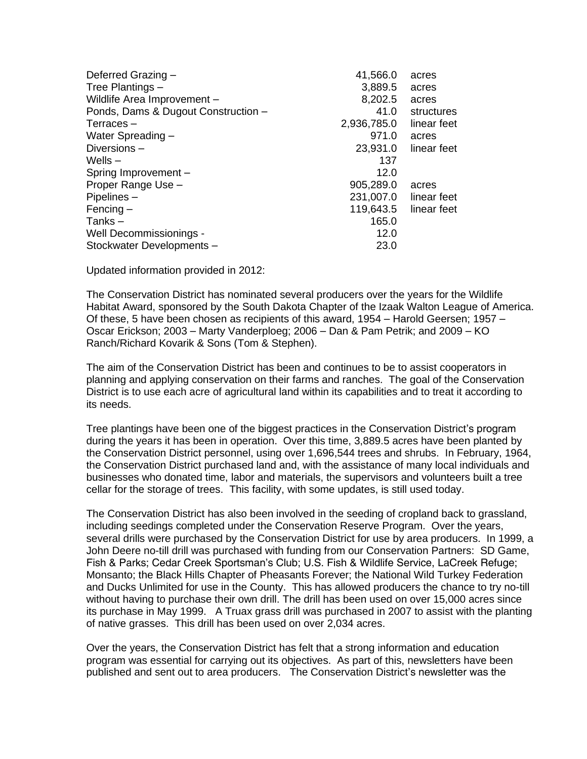| | | |
|---|---|---|
| Deferred Grazing – | 41,566.0 | acres |
| Tree Plantings – | 3,889.5 | acres |
| Wildlife Area Improvement – | 8,202.5 | acres |
| Ponds, Dams & Dugout Construction – | 41.0 | structures |
| Terraces – | 2,936,785.0 | linear feet |
| Water Spreading – | 971.0 | acres |
| Diversions – | 23,931.0 | linear feet |
| Wells – | 137 | |
| Spring Improvement – | 12.0 | |
| Proper Range Use – | 905,289.0 | acres |
| Pipelines – | 231,007.0 | linear feet |
| Fencing – | 119,643.5 | linear feet |
| Tanks – | 165.0 | |
| Well Decommissionings - | 12.0 | |
| Stockwater Developments – | 23.0 | |

Updated information provided in 2012:

The Conservation District has nominated several producers over the years for the Wildlife Habitat Award, sponsored by the South Dakota Chapter of the Izaak Walton League of America. Of these, 5 have been chosen as recipients of this award, 1954 – Harold Geersen; 1957 – Oscar Erickson; 2003 – Marty Vanderploeg; 2006 – Dan & Pam Petrik; and 2009 – KO Ranch/Richard Kovarik & Sons (Tom & Stephen).

The aim of the Conservation District has been and continues to be to assist cooperators in planning and applying conservation on their farms and ranches. The goal of the Conservation District is to use each acre of agricultural land within its capabilities and to treat it according to its needs.

Tree plantings have been one of the biggest practices in the Conservation District's program during the years it has been in operation. Over this time, 3,889.5 acres have been planted by the Conservation District personnel, using over 1,696,544 trees and shrubs. In February, 1964, the Conservation District purchased land and, with the assistance of many local individuals and businesses who donated time, labor and materials, the supervisors and volunteers built a tree cellar for the storage of trees. This facility, with some updates, is still used today.

The Conservation District has also been involved in the seeding of cropland back to grassland, including seedings completed under the Conservation Reserve Program. Over the years, several drills were purchased by the Conservation District for use by area producers. In 1999, a John Deere no-till drill was purchased with funding from our Conservation Partners: SD Game, Fish & Parks; Cedar Creek Sportsman's Club; U.S. Fish & Wildlife Service, LaCreek Refuge; Monsanto; the Black Hills Chapter of Pheasants Forever; the National Wild Turkey Federation and Ducks Unlimited for use in the County. This has allowed producers the chance to try no-till without having to purchase their own drill. The drill has been used on over 15,000 acres since its purchase in May 1999. A Truax grass drill was purchased in 2007 to assist with the planting of native grasses. This drill has been used on over 2,034 acres.

Over the years, the Conservation District has felt that a strong information and education program was essential for carrying out its objectives. As part of this, newsletters have been published and sent out to area producers. The Conservation District's newsletter was the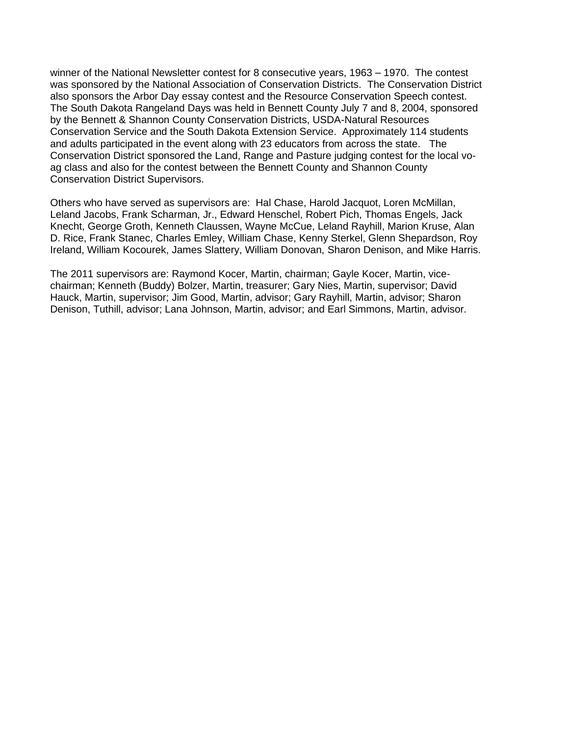winner of the National Newsletter contest for 8 consecutive years, 1963 – 1970. The contest was sponsored by the National Association of Conservation Districts. The Conservation District also sponsors the Arbor Day essay contest and the Resource Conservation Speech contest. The South Dakota Rangeland Days was held in Bennett County July 7 and 8, 2004, sponsored by the Bennett & Shannon County Conservation Districts, USDA-Natural Resources Conservation Service and the South Dakota Extension Service. Approximately 114 students and adults participated in the event along with 23 educators from across the state. The Conservation District sponsored the Land, Range and Pasture judging contest for the local vo-ag class and also for the contest between the Bennett County and Shannon County Conservation District Supervisors.

Others who have served as supervisors are: Hal Chase, Harold Jacquot, Loren McMillan, Leland Jacobs, Frank Scharman, Jr., Edward Henschel, Robert Pich, Thomas Engels, Jack Knecht, George Groth, Kenneth Claussen, Wayne McCue, Leland Rayhill, Marion Kruse, Alan D. Rice, Frank Stanec, Charles Emley, William Chase, Kenny Sterkel, Glenn Shepardson, Roy Ireland, William Kocourek, James Slattery, William Donovan, Sharon Denison, and Mike Harris.

The 2011 supervisors are: Raymond Kocer, Martin, chairman; Gayle Kocer, Martin, vice-chairman; Kenneth (Buddy) Bolzer, Martin, treasurer; Gary Nies, Martin, supervisor; David Hauck, Martin, supervisor; Jim Good, Martin, advisor; Gary Rayhill, Martin, advisor; Sharon Denison, Tuthill, advisor; Lana Johnson, Martin, advisor; and Earl Simmons, Martin, advisor.